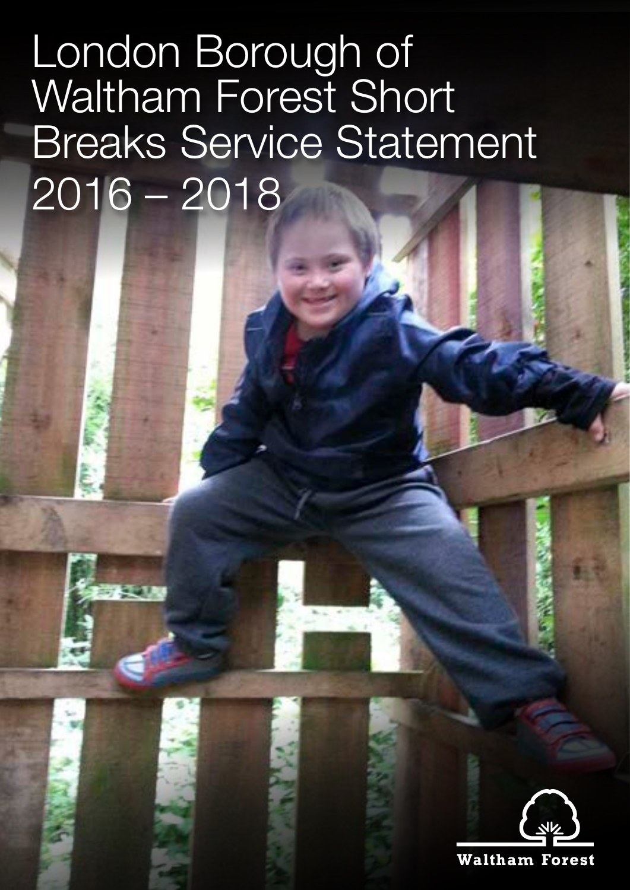# London Borough of Waltham Forest Short Breaks Service Statement 2016 – 2018

Waltham Forest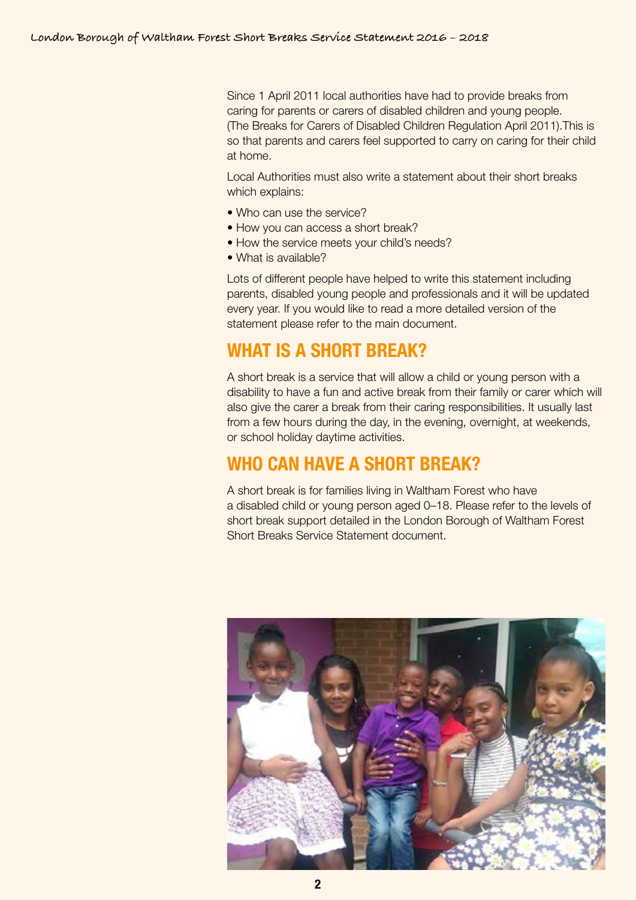Since 1 April 2011 local authorities have had to provide breaks from caring for parents or carers of disabled children and young people. (The Breaks for Carers of Disabled Children Regulation April 2011).This is so that parents and carers feel supported to carry on caring for their child at home.

Local Authorities must also write a statement about their short breaks which explains:

- Who can use the service?
- How you can access a short break?
- How the service meets your child's needs?
- What is available?

Lots of different people have helped to write this statement including parents, disabled young people and professionals and it will be updated every year. If you would like to read a more detailed version of the statement please refer to the main document.

## WHAT IS A SHORT BREAK?

A short break is a service that will allow a child or young person with a disability to have a fun and active break from their family or carer which will also give the carer a break from their caring responsibilities. It usually last from a few hours during the day, in the evening, overnight, at weekends, or school holiday daytime activities.

## WHO CAN HAVE A SHORT BREAK?

A short break is for families living in Waltham Forest who have a disabled child or young person aged 0–18. Please refer to the levels of short break support detailed in the London Borough of Waltham Forest Short Breaks Service Statement document.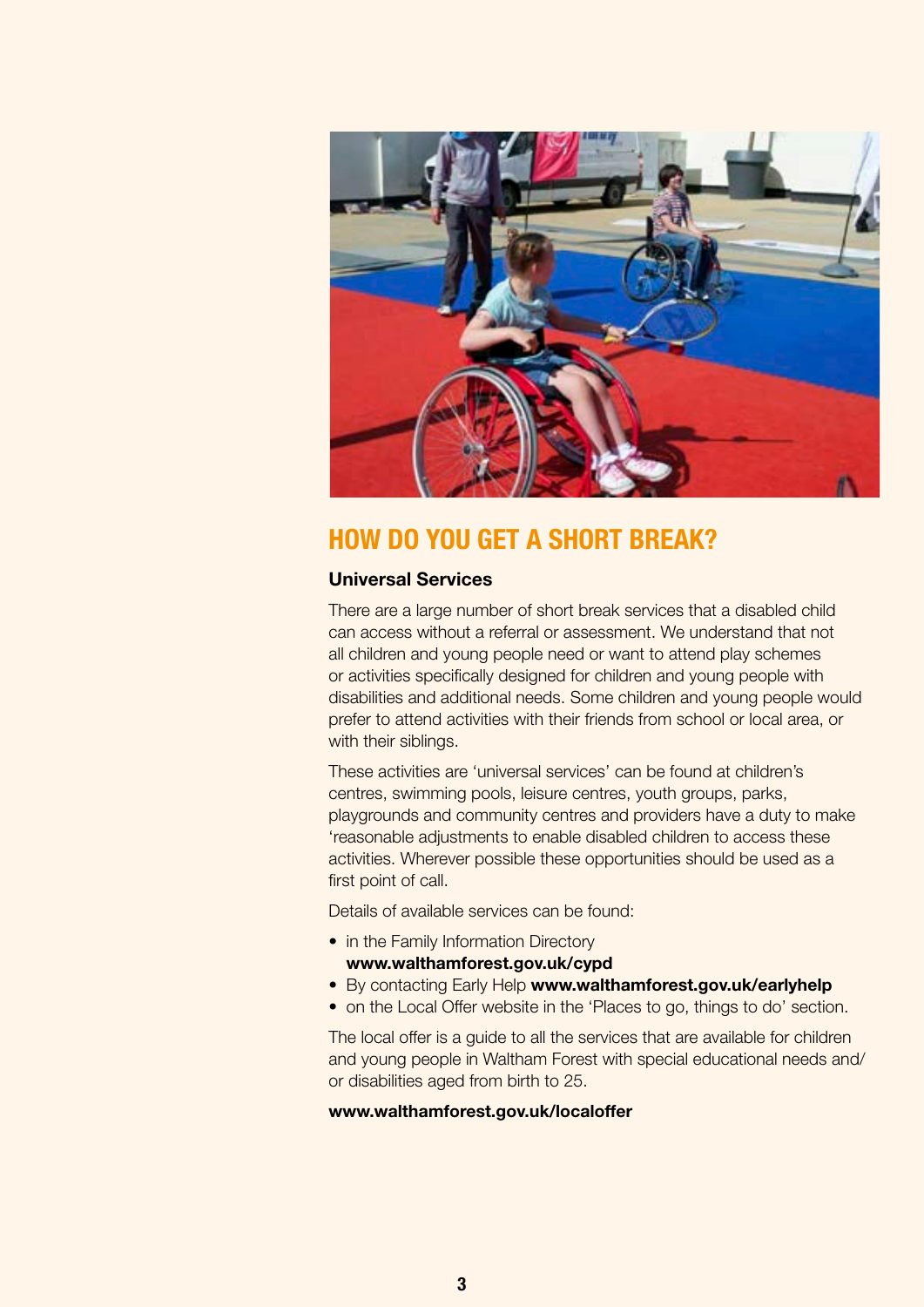## HOW DO YOU GET A SHORT BREAK?

### Universal Services

There are a large number of short break services that a disabled child can access without a referral or assessment. We understand that not all children and young people need or want to attend play schemes or activities specifically designed for children and young people with disabilities and additional needs. Some children and young people would prefer to attend activities with their friends from school or local area, or with their siblings.

These activities are 'universal services' can be found at children's centres, swimming pools, leisure centres, youth groups, parks, playgrounds and community centres and providers have a duty to make 'reasonable adjustments to enable disabled children to access these activities. Wherever possible these opportunities should be used as a first point of call.

Details of available services can be found:

- in the Family Information Directory **www.walthamforest.gov.uk/cypd**
- By contacting Early Help **www.walthamforest.gov.uk/earlyhelp**
- on the Local Offer website in the 'Places to go, things to do' section.

The local offer is a guide to all the services that are available for children and young people in Waltham Forest with special educational needs and/or disabilities aged from birth to 25.

**www.walthamforest.gov.uk/localoffer**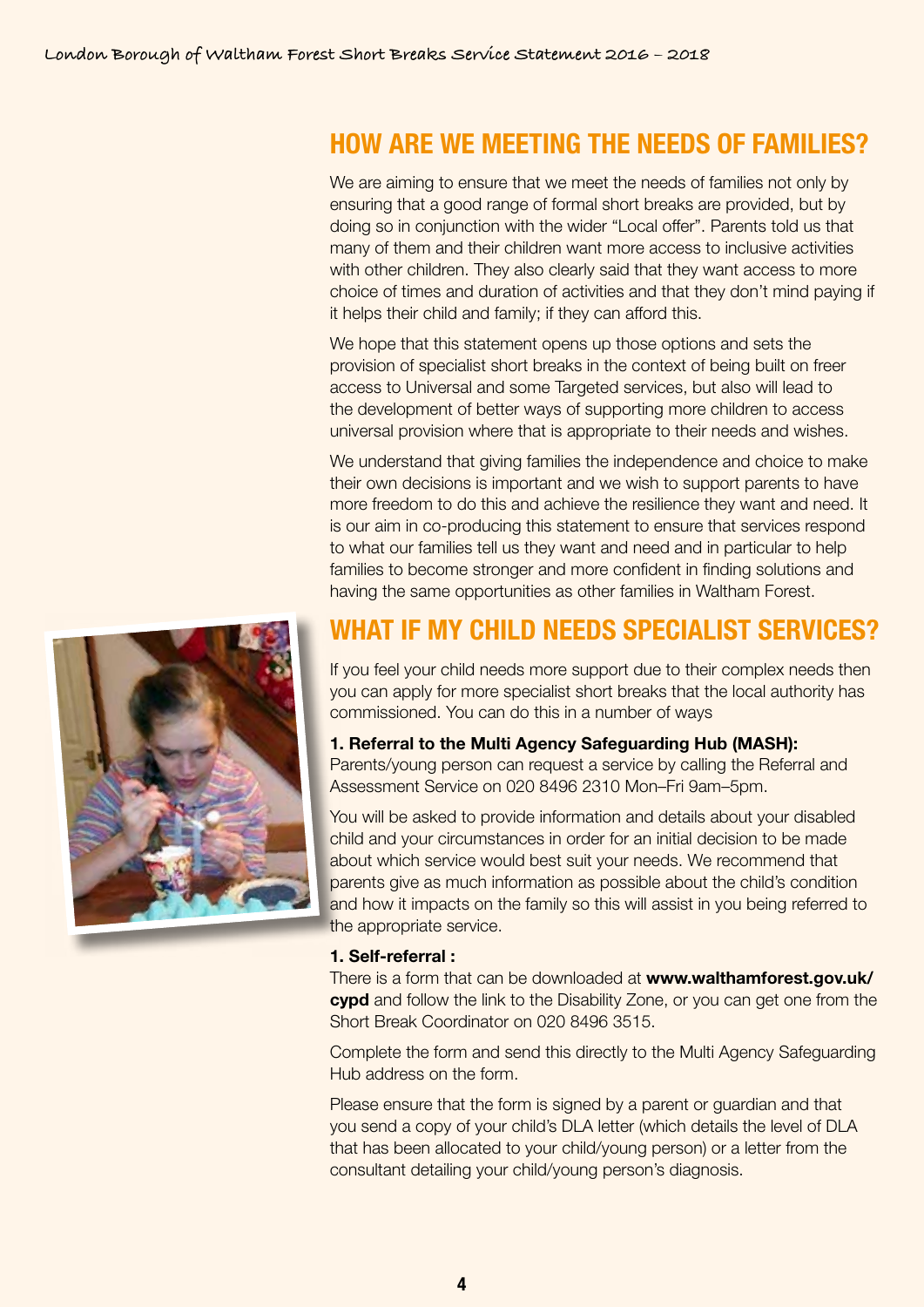## HOW ARE WE MEETING THE NEEDS OF FAMILIES?

We are aiming to ensure that we meet the needs of families not only by ensuring that a good range of formal short breaks are provided, but by doing so in conjunction with the wider "Local offer". Parents told us that many of them and their children want more access to inclusive activities with other children. They also clearly said that they want access to more choice of times and duration of activities and that they don't mind paying if it helps their child and family; if they can afford this.

We hope that this statement opens up those options and sets the provision of specialist short breaks in the context of being built on freer access to Universal and some Targeted services, but also will lead to the development of better ways of supporting more children to access universal provision where that is appropriate to their needs and wishes.

We understand that giving families the independence and choice to make their own decisions is important and we wish to support parents to have more freedom to do this and achieve the resilience they want and need. It is our aim in co-producing this statement to ensure that services respond to what our families tell us they want and need and in particular to help families to become stronger and more confident in finding solutions and having the same opportunities as other families in Waltham Forest.

## WHAT IF MY CHILD NEEDS SPECIALIST SERVICES?

If you feel your child needs more support due to their complex needs then you can apply for more specialist short breaks that the local authority has commissioned. You can do this in a number of ways

**1. Referral to the Multi Agency Safeguarding Hub (MASH):**
Parents/young person can request a service by calling the Referral and Assessment Service on 020 8496 2310 Mon–Fri 9am–5pm.

You will be asked to provide information and details about your disabled child and your circumstances in order for an initial decision to be made about which service would best suit your needs. We recommend that parents give as much information as possible about the child's condition and how it impacts on the family so this will assist in you being referred to the appropriate service.

**1. Self-referral :**
There is a form that can be downloaded at **www.walthamforest.gov.uk/cypd** and follow the link to the Disability Zone, or you can get one from the Short Break Coordinator on 020 8496 3515.

Complete the form and send this directly to the Multi Agency Safeguarding Hub address on the form.

Please ensure that the form is signed by a parent or guardian and that you send a copy of your child's DLA letter (which details the level of DLA that has been allocated to your child/young person) or a letter from the consultant detailing your child/young person's diagnosis.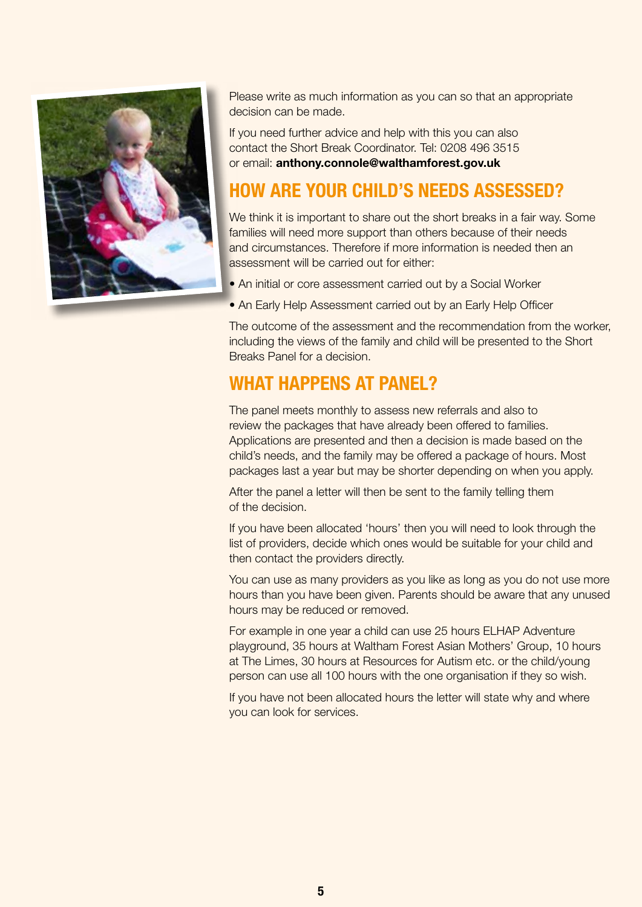Please write as much information as you can so that an appropriate decision can be made.

If you need further advice and help with this you can also contact the Short Break Coordinator. Tel: 0208 496 3515 or email: **anthony.connole@walthamforest.gov.uk**

## HOW ARE YOUR CHILD'S NEEDS ASSESSED?

We think it is important to share out the short breaks in a fair way. Some families will need more support than others because of their needs and circumstances. Therefore if more information is needed then an assessment will be carried out for either:

- An initial or core assessment carried out by a Social Worker
- An Early Help Assessment carried out by an Early Help Officer

The outcome of the assessment and the recommendation from the worker, including the views of the family and child will be presented to the Short Breaks Panel for a decision.

## WHAT HAPPENS AT PANEL?

The panel meets monthly to assess new referrals and also to review the packages that have already been offered to families. Applications are presented and then a decision is made based on the child's needs, and the family may be offered a package of hours. Most packages last a year but may be shorter depending on when you apply.

After the panel a letter will then be sent to the family telling them of the decision.

If you have been allocated 'hours' then you will need to look through the list of providers, decide which ones would be suitable for your child and then contact the providers directly.

You can use as many providers as you like as long as you do not use more hours than you have been given. Parents should be aware that any unused hours may be reduced or removed.

For example in one year a child can use 25 hours ELHAP Adventure playground, 35 hours at Waltham Forest Asian Mothers' Group, 10 hours at The Limes, 30 hours at Resources for Autism etc. or the child/young person can use all 100 hours with the one organisation if they so wish.

If you have not been allocated hours the letter will state why and where you can look for services.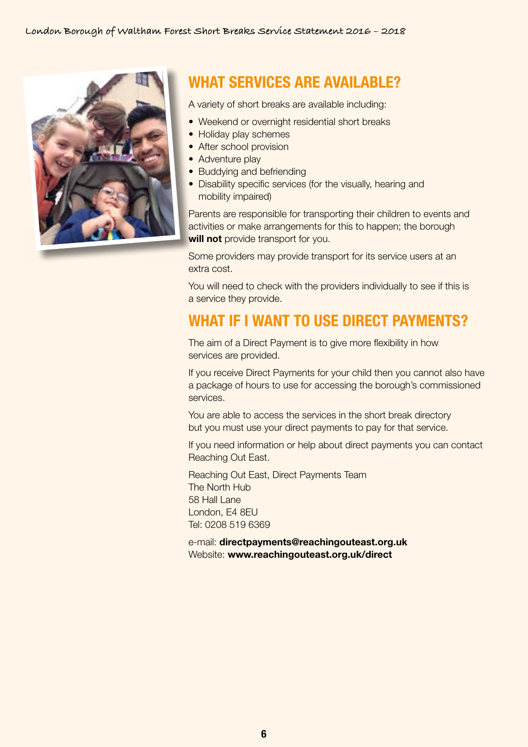## WHAT SERVICES ARE AVAILABLE?

A variety of short breaks are available including:

- Weekend or overnight residential short breaks
- Holiday play schemes
- After school provision
- Adventure play
- Buddying and befriending
- Disability specific services (for the visually, hearing and mobility impaired)

Parents are responsible for transporting their children to events and activities or make arrangements for this to happen; the borough **will not** provide transport for you.

Some providers may provide transport for its service users at an extra cost.

You will need to check with the providers individually to see if this is a service they provide.

## WHAT IF I WANT TO USE DIRECT PAYMENTS?

The aim of a Direct Payment is to give more flexibility in how services are provided.

If you receive Direct Payments for your child then you cannot also have a package of hours to use for accessing the borough's commissioned services.

You are able to access the services in the short break directory but you must use your direct payments to pay for that service.

If you need information or help about direct payments you can contact Reaching Out East.

Reaching Out East, Direct Payments Team
The North Hub
58 Hall Lane
London, E4 8EU
Tel: 0208 519 6369

e-mail: **directpayments@reachingouteast.org.uk**
Website: **www.reachingouteast.org.uk/direct**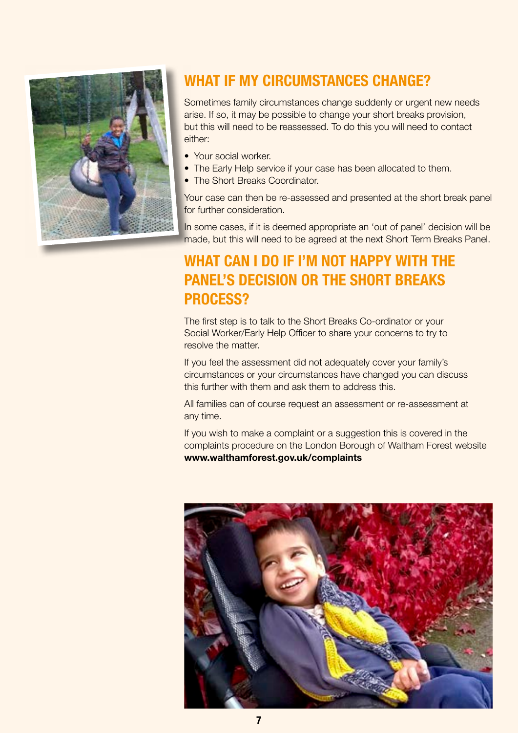## WHAT IF MY CIRCUMSTANCES CHANGE?

Sometimes family circumstances change suddenly or urgent new needs arise. If so, it may be possible to change your short breaks provision, but this will need to be reassessed. To do this you will need to contact either:

- Your social worker.
- The Early Help service if your case has been allocated to them.
- The Short Breaks Coordinator.

Your case can then be re-assessed and presented at the short break panel for further consideration.

In some cases, if it is deemed appropriate an 'out of panel' decision will be made, but this will need to be agreed at the next Short Term Breaks Panel.

## WHAT CAN I DO IF I'M NOT HAPPY WITH THE PANEL'S DECISION OR THE SHORT BREAKS PROCESS?

The first step is to talk to the Short Breaks Co-ordinator or your Social Worker/Early Help Officer to share your concerns to try to resolve the matter.

If you feel the assessment did not adequately cover your family's circumstances or your circumstances have changed you can discuss this further with them and ask them to address this.

All families can of course request an assessment or re-assessment at any time.

If you wish to make a complaint or a suggestion this is covered in the complaints procedure on the London Borough of Waltham Forest website **www.walthamforest.gov.uk/complaints**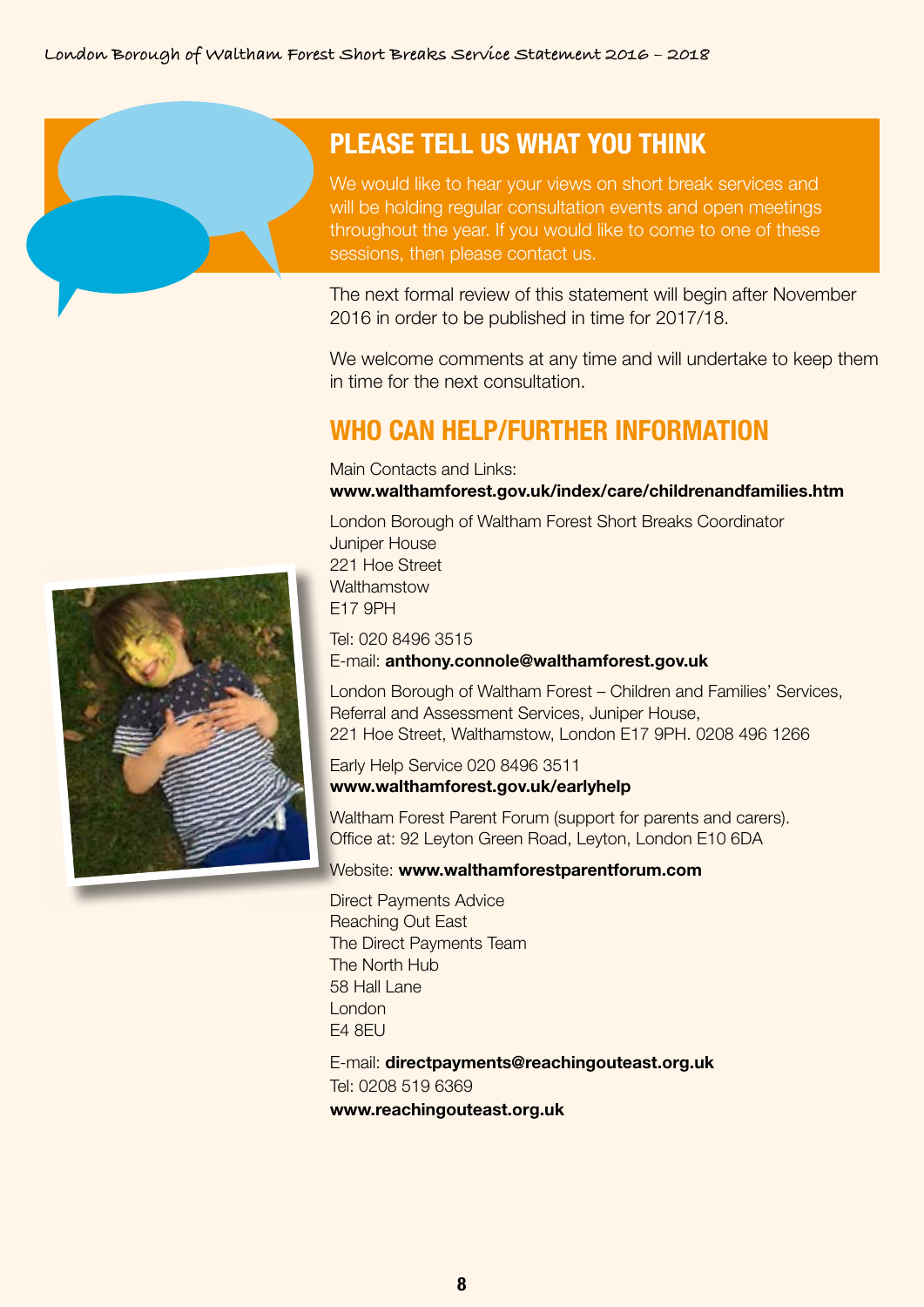## PLEASE TELL US WHAT YOU THINK

We would like to hear your views on short break services and will be holding regular consultation events and open meetings throughout the year. If you would like to come to one of these sessions, then please contact us.

The next formal review of this statement will begin after November 2016 in order to be published in time for 2017/18.

We welcome comments at any time and will undertake to keep them in time for the next consultation.

## WHO CAN HELP/FURTHER INFORMATION

Main Contacts and Links:
**www.walthamforest.gov.uk/index/care/childrenandfamilies.htm**

London Borough of Waltham Forest Short Breaks Coordinator
Juniper House
221 Hoe Street
Walthamstow
E17 9PH

Tel: 020 8496 3515
E-mail: **anthony.connole@walthamforest.gov.uk**

London Borough of Waltham Forest – Children and Families' Services, Referral and Assessment Services, Juniper House, 221 Hoe Street, Walthamstow, London E17 9PH. 0208 496 1266

Early Help Service 020 8496 3511
**www.walthamforest.gov.uk/earlyhelp**

Waltham Forest Parent Forum (support for parents and carers). Office at: 92 Leyton Green Road, Leyton, London E10 6DA

Website: **www.walthamforestparentforum.com**

Direct Payments Advice
Reaching Out East
The Direct Payments Team
The North Hub
58 Hall Lane
London
E4 8EU

E-mail: **directpayments@reachingouteast.org.uk**
Tel: 0208 519 6369
**www.reachingouteast.org.uk**